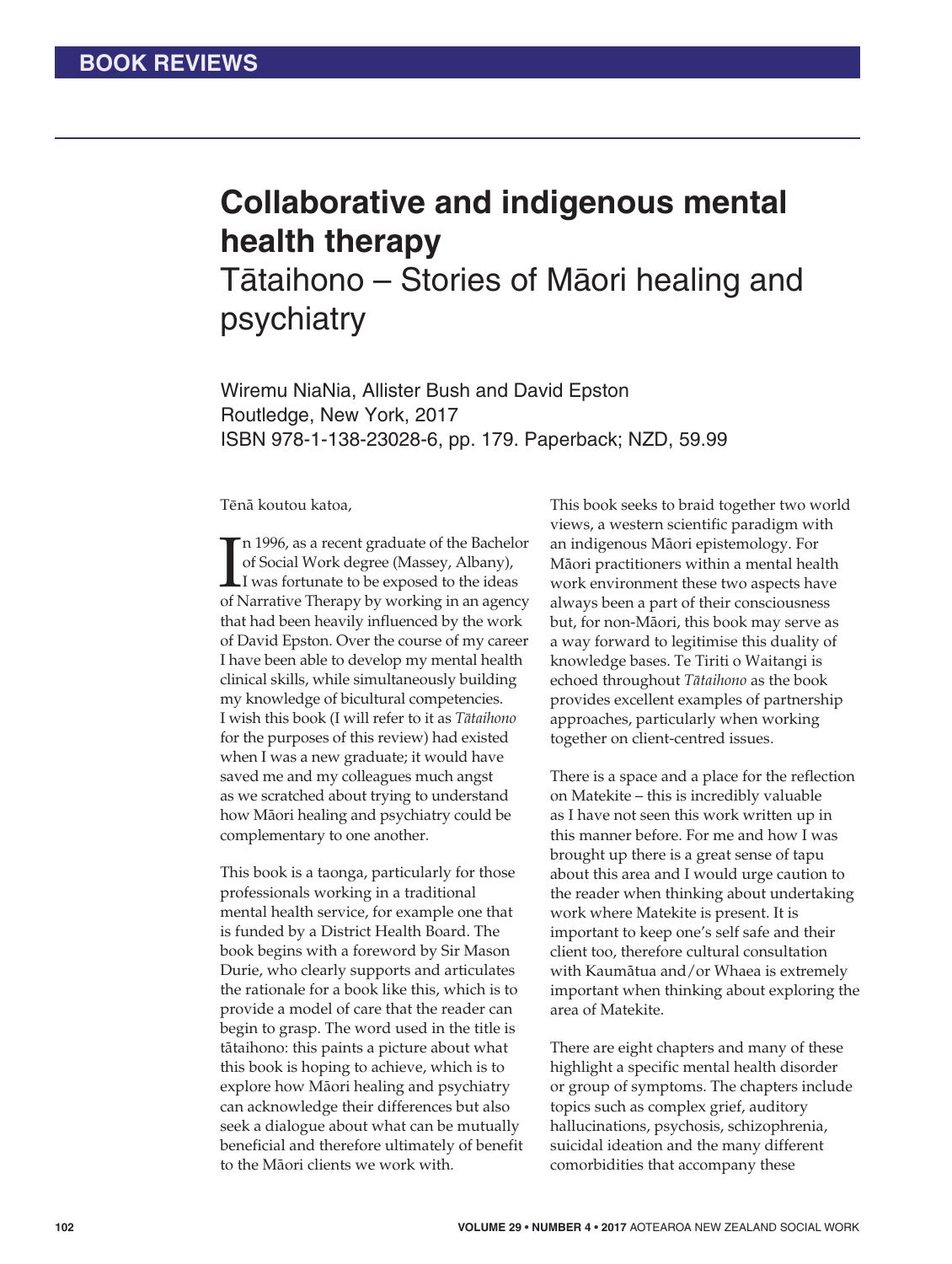# BOOK REVIEWS

## Collaborative and indigenous mental health therapy

### Tātaihono – Stories of Māori healing and psychiatry

Wiremu NiaNia, Allister Bush and David Epston
Routledge, New York, 2017
ISBN 978-1-138-23028-6, pp. 179. Paperback; NZD, 59.99

Tēnā koutou katoa,

In 1996, as a recent graduate of the Bachelor of Social Work degree (Massey, Albany), I was fortunate to be exposed to the ideas of Narrative Therapy by working in an agency that had been heavily influenced by the work of David Epston. Over the course of my career I have been able to develop my mental health clinical skills, while simultaneously building my knowledge of bicultural competencies. I wish this book (I will refer to it as *Tātaihono* for the purposes of this review) had existed when I was a new graduate; it would have saved me and my colleagues much angst as we scratched about trying to understand how Māori healing and psychiatry could be complementary to one another.

This book is a taonga, particularly for those professionals working in a traditional mental health service, for example one that is funded by a District Health Board. The book begins with a foreword by Sir Mason Durie, who clearly supports and articulates the rationale for a book like this, which is to provide a model of care that the reader can begin to grasp. The word used in the title is tātaihono: this paints a picture about what this book is hoping to achieve, which is to explore how Māori healing and psychiatry can acknowledge their differences but also seek a dialogue about what can be mutually beneficial and therefore ultimately of benefit to the Māori clients we work with.

This book seeks to braid together two world views, a western scientific paradigm with an indigenous Māori epistemology. For Māori practitioners within a mental health work environment these two aspects have always been a part of their consciousness but, for non-Māori, this book may serve as a way forward to legitimise this duality of knowledge bases. Te Tiriti o Waitangi is echoed throughout *Tātaihono* as the book provides excellent examples of partnership approaches, particularly when working together on client-centred issues.

There is a space and a place for the reflection on Matekite – this is incredibly valuable as I have not seen this work written up in this manner before. For me and how I was brought up there is a great sense of tapu about this area and I would urge caution to the reader when thinking about undertaking work where Matekite is present. It is important to keep one's self safe and their client too, therefore cultural consultation with Kaumātua and/or Whaea is extremely important when thinking about exploring the area of Matekite.

There are eight chapters and many of these highlight a specific mental health disorder or group of symptoms. The chapters include topics such as complex grief, auditory hallucinations, psychosis, schizophrenia, suicidal ideation and the many different comorbidities that accompany these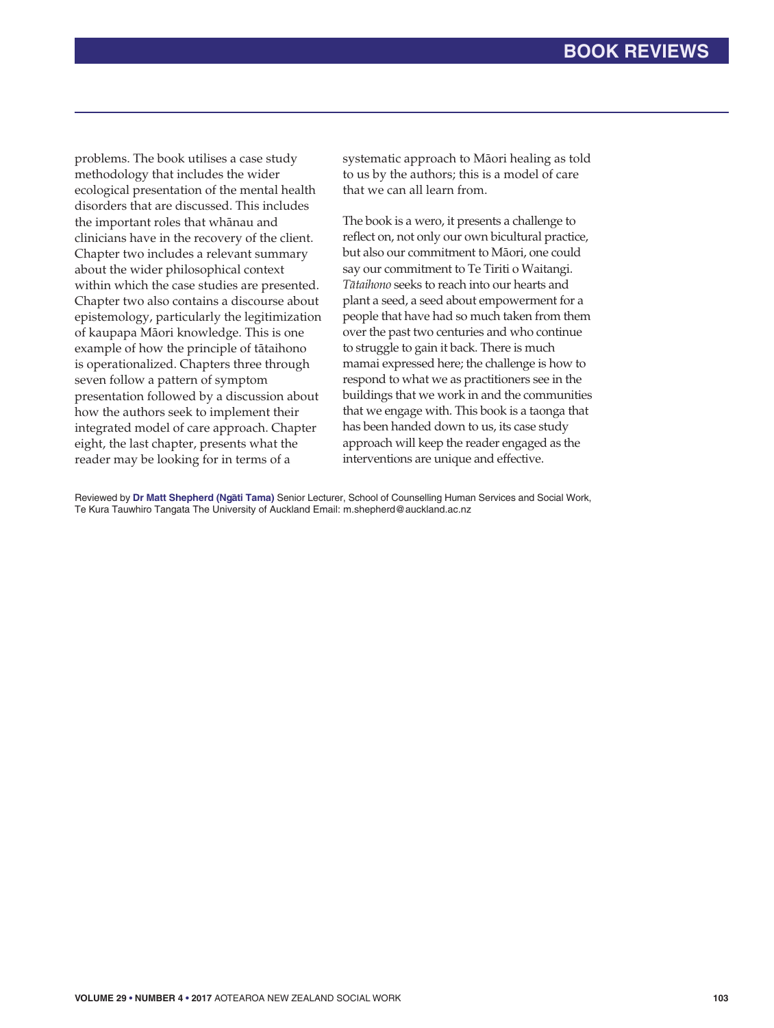problems. The book utilises a case study methodology that includes the wider ecological presentation of the mental health disorders that are discussed. This includes the important roles that whānau and clinicians have in the recovery of the client. Chapter two includes a relevant summary about the wider philosophical context within which the case studies are presented. Chapter two also contains a discourse about epistemology, particularly the legitimization of kaupapa Māori knowledge. This is one example of how the principle of tātaihono is operationalized. Chapters three through seven follow a pattern of symptom presentation followed by a discussion about how the authors seek to implement their integrated model of care approach. Chapter eight, the last chapter, presents what the reader may be looking for in terms of a systematic approach to Māori healing as told to us by the authors; this is a model of care that we can all learn from.

The book is a wero, it presents a challenge to reflect on, not only our own bicultural practice, but also our commitment to Māori, one could say our commitment to Te Tiriti o Waitangi. *Tātaihono* seeks to reach into our hearts and plant a seed, a seed about empowerment for a people that have had so much taken from them over the past two centuries and who continue to struggle to gain it back. There is much mamai expressed here; the challenge is how to respond to what we as practitioners see in the buildings that we work in and the communities that we engage with. This book is a taonga that has been handed down to us, its case study approach will keep the reader engaged as the interventions are unique and effective.

Reviewed by **Dr Matt Shepherd (Ngāti Tama)** Senior Lecturer, School of Counselling Human Services and Social Work, Te Kura Tauwhiro Tangata The University of Auckland Email: m.shepherd@auckland.ac.nz